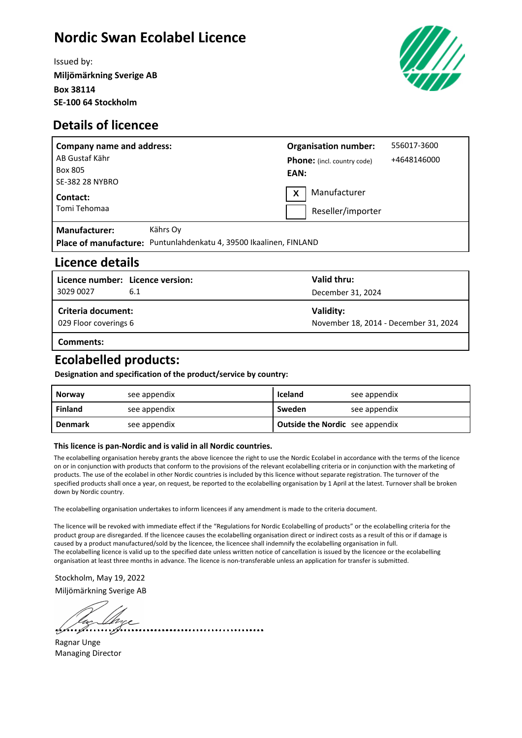# Nordic Swan Ecolabel Licence

Issued by:
**Miljömärkning Sverige AB**
**Box 38114**
**SE-100 64 Stockholm**

## Details of licencee

| **Company name and address:** | | **Organisation number:** | 556017-3600 |
|---|---|---|---|
| AB Gustaf Kähr | | **Phone:** (incl. country code) | +4648146000 |
| Box 805 | | **EAN:** | |
| SE-382 28 NYBRO | | X Manufacturer | |
| **Contact:** Tomi Tehomaa | | Reseller/importer | |

**Manufacturer:** Kährs Oy
**Place of manufacture:** Puntunlahdenkatu 4, 39500 Ikaalinen, FINLAND

## Licence details

| **Licence number:** | **Licence version:** | **Valid thru:** |
|---|---|---|
| 3029 0027 | 6.1 | December 31, 2024 |
| **Criteria document:** | | **Validity:** |
| 029 Floor coverings 6 | | November 18, 2014 - December 31, 2024 |

**Comments:**

## Ecolabelled products:

**Designation and specification of the product/service by country:**

| | | | |
|---|---|---|---|
| **Norway** | see appendix | **Iceland** | see appendix |
| **Finland** | see appendix | **Sweden** | see appendix |
| **Denmark** | see appendix | **Outside the Nordic** | see appendix |

**This licence is pan-Nordic and is valid in all Nordic countries.**

The ecolabelling organisation hereby grants the above licence the right to use the Nordic Ecolabel in accordance with the terms of the licence on or in conjunction with products that conform to the provisions of the relevant ecolabelling criteria or in conjunction with the marketing of products. The use of the ecolabel in other Nordic countries is included by this licence without separate registration. The turnover of the specified products shall once a year, on request, be reported to the ecolabelling organisation by 1 April at the latest. Turnover shall be broken down by Nordic country.

The ecolabelling organisation undertakes to inform licencees if any amendment is made to the criteria document.

The licence will be revoked with immediate effect if the "Regulations for Nordic Ecolabelling of products" or the ecolabelling criteria for the product group are disregarded. If the licencee causes the ecolabelling organisation direct or indirect costs as a result of this or if damage is caused by a product manufactured/sold by the licencee, the licencee shall indemnify the ecolabelling organisation in full.
The ecolabelling licence is valid up to the specified date unless written notice of cancellation is issued by the licencee or the ecolabelling organisation at least three months in advance. The licence is non-transferable unless an application for transfer is submitted.

Stockholm, May 19, 2022
Miljömärkning Sverige AB

Ragnar Unge
Managing Director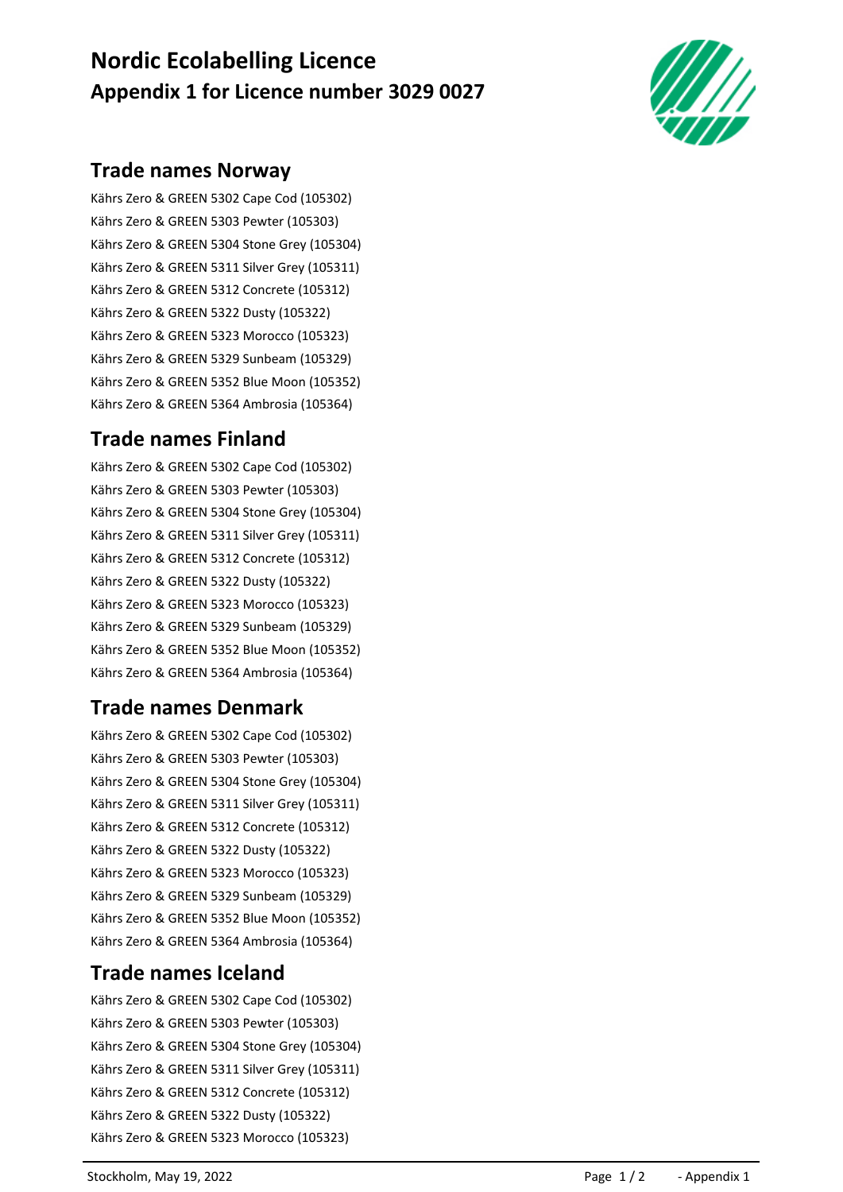# Nordic Ecolabelling Licence
## Appendix 1 for Licence number 3029 0027

## Trade names Norway

Kährs Zero & GREEN 5302 Cape Cod (105302)
Kährs Zero & GREEN 5303 Pewter (105303)
Kährs Zero & GREEN 5304 Stone Grey (105304)
Kährs Zero & GREEN 5311 Silver Grey (105311)
Kährs Zero & GREEN 5312 Concrete (105312)
Kährs Zero & GREEN 5322 Dusty (105322)
Kährs Zero & GREEN 5323 Morocco (105323)
Kährs Zero & GREEN 5329 Sunbeam (105329)
Kährs Zero & GREEN 5352 Blue Moon (105352)
Kährs Zero & GREEN 5364 Ambrosia (105364)

## Trade names Finland

Kährs Zero & GREEN 5302 Cape Cod (105302)
Kährs Zero & GREEN 5303 Pewter (105303)
Kährs Zero & GREEN 5304 Stone Grey (105304)
Kährs Zero & GREEN 5311 Silver Grey (105311)
Kährs Zero & GREEN 5312 Concrete (105312)
Kährs Zero & GREEN 5322 Dusty (105322)
Kährs Zero & GREEN 5323 Morocco (105323)
Kährs Zero & GREEN 5329 Sunbeam (105329)
Kährs Zero & GREEN 5352 Blue Moon (105352)
Kährs Zero & GREEN 5364 Ambrosia (105364)

## Trade names Denmark

Kährs Zero & GREEN 5302 Cape Cod (105302)
Kährs Zero & GREEN 5303 Pewter (105303)
Kährs Zero & GREEN 5304 Stone Grey (105304)
Kährs Zero & GREEN 5311 Silver Grey (105311)
Kährs Zero & GREEN 5312 Concrete (105312)
Kährs Zero & GREEN 5322 Dusty (105322)
Kährs Zero & GREEN 5323 Morocco (105323)
Kährs Zero & GREEN 5329 Sunbeam (105329)
Kährs Zero & GREEN 5352 Blue Moon (105352)
Kährs Zero & GREEN 5364 Ambrosia (105364)

## Trade names Iceland

Kährs Zero & GREEN 5302 Cape Cod (105302)
Kährs Zero & GREEN 5303 Pewter (105303)
Kährs Zero & GREEN 5304 Stone Grey (105304)
Kährs Zero & GREEN 5311 Silver Grey (105311)
Kährs Zero & GREEN 5312 Concrete (105312)
Kährs Zero & GREEN 5322 Dusty (105322)
Kährs Zero & GREEN 5323 Morocco (105323)

Stockholm, May 19, 2022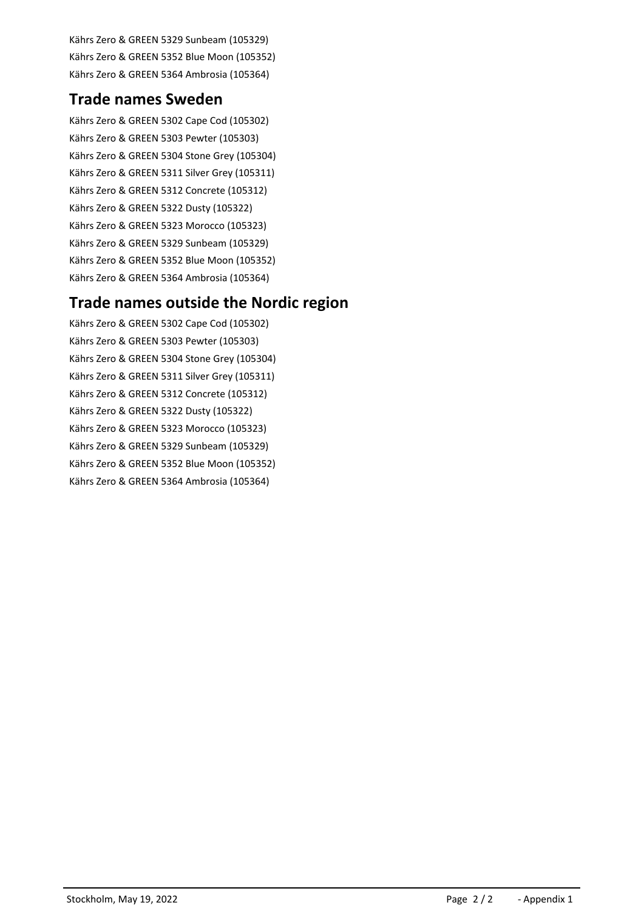Kährs Zero & GREEN 5329 Sunbeam (105329)
Kährs Zero & GREEN 5352 Blue Moon (105352)
Kährs Zero & GREEN 5364 Ambrosia (105364)

## Trade names Sweden

Kährs Zero & GREEN 5302 Cape Cod (105302)
Kährs Zero & GREEN 5303 Pewter (105303)
Kährs Zero & GREEN 5304 Stone Grey (105304)
Kährs Zero & GREEN 5311 Silver Grey (105311)
Kährs Zero & GREEN 5312 Concrete (105312)
Kährs Zero & GREEN 5322 Dusty (105322)
Kährs Zero & GREEN 5323 Morocco (105323)
Kährs Zero & GREEN 5329 Sunbeam (105329)
Kährs Zero & GREEN 5352 Blue Moon (105352)
Kährs Zero & GREEN 5364 Ambrosia (105364)

## Trade names outside the Nordic region

Kährs Zero & GREEN 5302 Cape Cod (105302)
Kährs Zero & GREEN 5303 Pewter (105303)
Kährs Zero & GREEN 5304 Stone Grey (105304)
Kährs Zero & GREEN 5311 Silver Grey (105311)
Kährs Zero & GREEN 5312 Concrete (105312)
Kährs Zero & GREEN 5322 Dusty (105322)
Kährs Zero & GREEN 5323 Morocco (105323)
Kährs Zero & GREEN 5329 Sunbeam (105329)
Kährs Zero & GREEN 5352 Blue Moon (105352)
Kährs Zero & GREEN 5364 Ambrosia (105364)

Stockholm, May 19, 2022 - Appendix 1